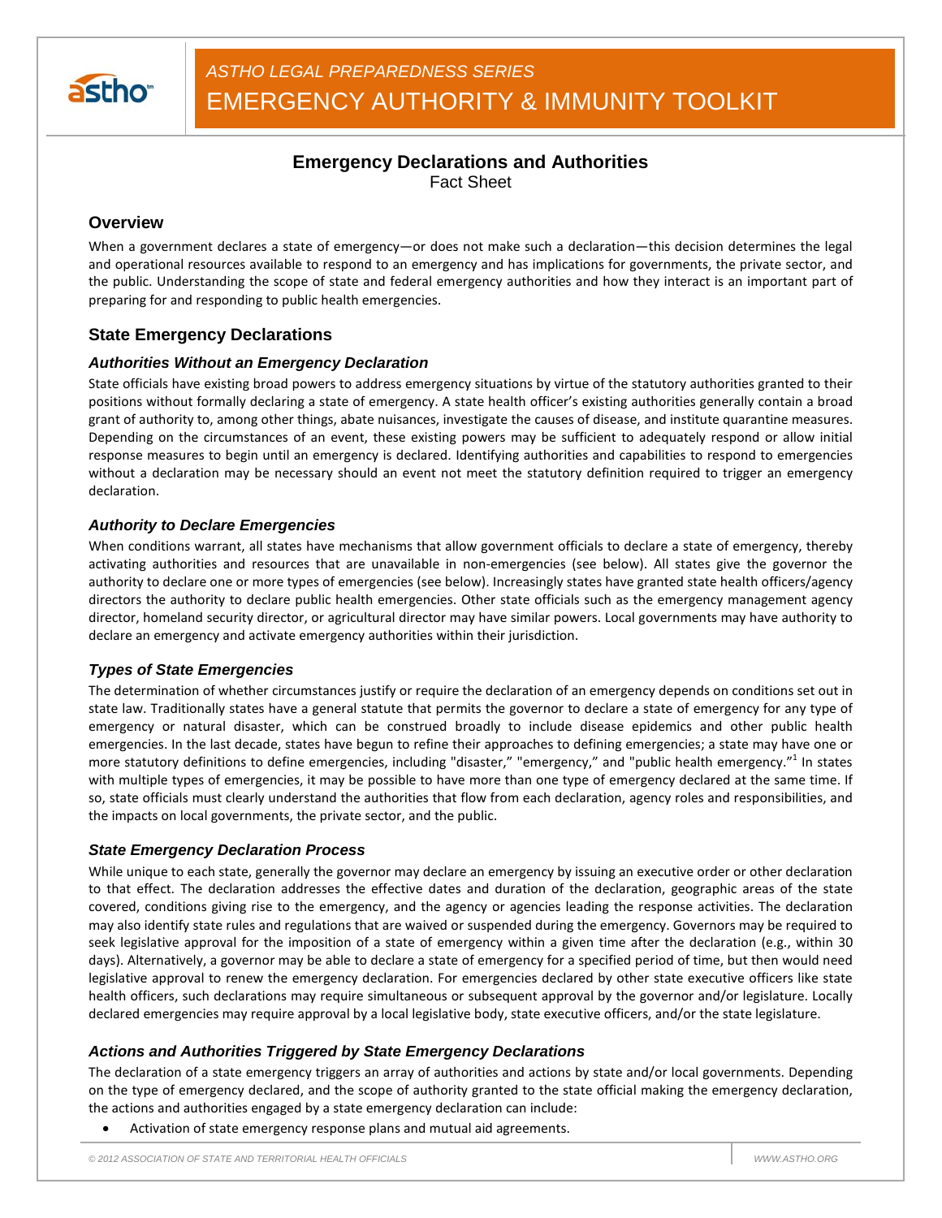*ASTHO LEGAL PREPAREDNESS SERIES*

# EMERGENCY AUTHORITY & IMMUNITY TOOLKIT

## Emergency Declarations and Authorities

Fact Sheet

### Overview

When a government declares a state of emergency—or does not make such a declaration—this decision determines the legal and operational resources available to respond to an emergency and has implications for governments, the private sector, and the public. Understanding the scope of state and federal emergency authorities and how they interact is an important part of preparing for and responding to public health emergencies.

### State Emergency Declarations

#### *Authorities Without an Emergency Declaration*

State officials have existing broad powers to address emergency situations by virtue of the statutory authorities granted to their positions without formally declaring a state of emergency. A state health officer's existing authorities generally contain a broad grant of authority to, among other things, abate nuisances, investigate the causes of disease, and institute quarantine measures. Depending on the circumstances of an event, these existing powers may be sufficient to adequately respond or allow initial response measures to begin until an emergency is declared. Identifying authorities and capabilities to respond to emergencies without a declaration may be necessary should an event not meet the statutory definition required to trigger an emergency declaration.

#### *Authority to Declare Emergencies*

When conditions warrant, all states have mechanisms that allow government officials to declare a state of emergency, thereby activating authorities and resources that are unavailable in non-emergencies (see below). All states give the governor the authority to declare one or more types of emergencies (see below). Increasingly states have granted state health officers/agency directors the authority to declare public health emergencies. Other state officials such as the emergency management agency director, homeland security director, or agricultural director may have similar powers. Local governments may have authority to declare an emergency and activate emergency authorities within their jurisdiction.

#### *Types of State Emergencies*

The determination of whether circumstances justify or require the declaration of an emergency depends on conditions set out in state law. Traditionally states have a general statute that permits the governor to declare a state of emergency for any type of emergency or natural disaster, which can be construed broadly to include disease epidemics and other public health emergencies. In the last decade, states have begun to refine their approaches to defining emergencies; a state may have one or more statutory definitions to define emergencies, including "disaster," "emergency," and "public health emergency."[1] In states with multiple types of emergencies, it may be possible to have more than one type of emergency declared at the same time. If so, state officials must clearly understand the authorities that flow from each declaration, agency roles and responsibilities, and the impacts on local governments, the private sector, and the public.

#### *State Emergency Declaration Process*

While unique to each state, generally the governor may declare an emergency by issuing an executive order or other declaration to that effect. The declaration addresses the effective dates and duration of the declaration, geographic areas of the state covered, conditions giving rise to the emergency, and the agency or agencies leading the response activities. The declaration may also identify state rules and regulations that are waived or suspended during the emergency. Governors may be required to seek legislative approval for the imposition of a state of emergency within a given time after the declaration (e.g., within 30 days). Alternatively, a governor may be able to declare a state of emergency for a specified period of time, but then would need legislative approval to renew the emergency declaration. For emergencies declared by other state executive officers like state health officers, such declarations may require simultaneous or subsequent approval by the governor and/or legislature. Locally declared emergencies may require approval by a local legislative body, state executive officers, and/or the state legislature.

#### *Actions and Authorities Triggered by State Emergency Declarations*

The declaration of a state emergency triggers an array of authorities and actions by state and/or local governments. Depending on the type of emergency declared, and the scope of authority granted to the state official making the emergency declaration, the actions and authorities engaged by a state emergency declaration can include:

- Activation of state emergency response plans and mutual aid agreements.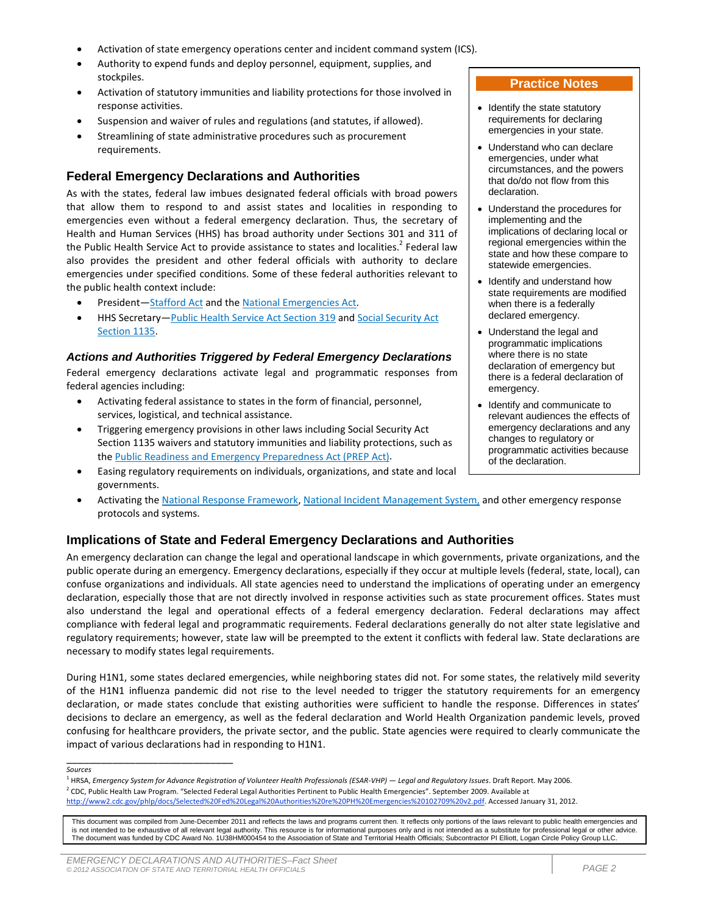- Activation of state emergency operations center and incident command system (ICS).
- Authority to expend funds and deploy personnel, equipment, supplies, and stockpiles.
- Activation of statutory immunities and liability protections for those involved in response activities.
- Suspension and waiver of rules and regulations (and statutes, if allowed).
- Streamlining of state administrative procedures such as procurement requirements.

## Federal Emergency Declarations and Authorities

As with the states, federal law imbues designated federal officials with broad powers that allow them to respond to and assist states and localities in responding to emergencies even without a federal emergency declaration. Thus, the secretary of Health and Human Services (HHS) has broad authority under Sections 301 and 311 of the Public Health Service Act to provide assistance to states and localities.[2] Federal law also provides the president and other federal officials with authority to declare emergencies under specified conditions. Some of these federal authorities relevant to the public health context include:

- President—Stafford Act and the National Emergencies Act.
- HHS Secretary—Public Health Service Act Section 319 and Social Security Act Section 1135.

### *Actions and Authorities Triggered by Federal Emergency Declarations*

Federal emergency declarations activate legal and programmatic responses from federal agencies including:

- Activating federal assistance to states in the form of financial, personnel, services, logistical, and technical assistance.
- Triggering emergency provisions in other laws including Social Security Act Section 1135 waivers and statutory immunities and liability protections, such as the Public Readiness and Emergency Preparedness Act (PREP Act).
- Easing regulatory requirements on individuals, organizations, and state and local governments.
- Activating the National Response Framework, National Incident Management System, and other emergency response protocols and systems.

**Practice Notes**

- Identify the state statutory requirements for declaring emergencies in your state.
- Understand who can declare emergencies, under what circumstances, and the powers that do/do not flow from this declaration.
- Understand the procedures for implementing and the implications of declaring local or regional emergencies within the state and how these compare to statewide emergencies.
- Identify and understand how state requirements are modified when there is a federally declared emergency.
- Understand the legal and programmatic implications where there is no state declaration of emergency but there is a federal declaration of emergency.
- Identify and communicate to relevant audiences the effects of emergency declarations and any changes to regulatory or programmatic activities because of the declaration.

## Implications of State and Federal Emergency Declarations and Authorities

An emergency declaration can change the legal and operational landscape in which governments, private organizations, and the public operate during an emergency. Emergency declarations, especially if they occur at multiple levels (federal, state, local), can confuse organizations and individuals. All state agencies need to understand the implications of operating under an emergency declaration, especially those that are not directly involved in response activities such as state procurement offices. States must also understand the legal and operational effects of a federal emergency declaration. Federal declarations may affect compliance with federal legal and programmatic requirements. Federal declarations generally do not alter state legislative and regulatory requirements; however, state law will be preempted to the extent it conflicts with federal law. State declarations are necessary to modify states legal requirements.

During H1N1, some states declared emergencies, while neighboring states did not. For some states, the relatively mild severity of the H1N1 influenza pandemic did not rise to the level needed to trigger the statutory requirements for an emergency declaration, or made states conclude that existing authorities were sufficient to handle the response. Differences in states' decisions to declare an emergency, as well as the federal declaration and World Health Organization pandemic levels, proved confusing for healthcare providers, the private sector, and the public. State agencies were required to clearly communicate the impact of various declarations had in responding to H1N1.

*Sources*

[1] HRSA, *Emergency System for Advance Registration of Volunteer Health Professionals (ESAR-VHP) — Legal and Regulatory Issues*. Draft Report. May 2006.

[2] CDC, Public Health Law Program. "Selected Federal Legal Authorities Pertinent to Public Health Emergencies". September 2009. Available at http://www2.cdc.gov/phlp/docs/Selected%20Fed%20Legal%20Authorities%20re%20PH%20Emergencies%20102709%20v2.pdf. Accessed January 31, 2012.

This document was compiled from June-December 2011 and reflects the laws and programs current then. It reflects only portions of the laws relevant to public health emergencies and is not intended to be exhaustive of all relevant legal authority. This resource is for informational purposes only and is not intended as a substitute for professional legal or other advice. The document was funded by CDC Award No. 1U38HM000454 to the Association of State and Territorial Health Officials; Subcontractor PI Elliott, Logan Circle Policy Group LLC.